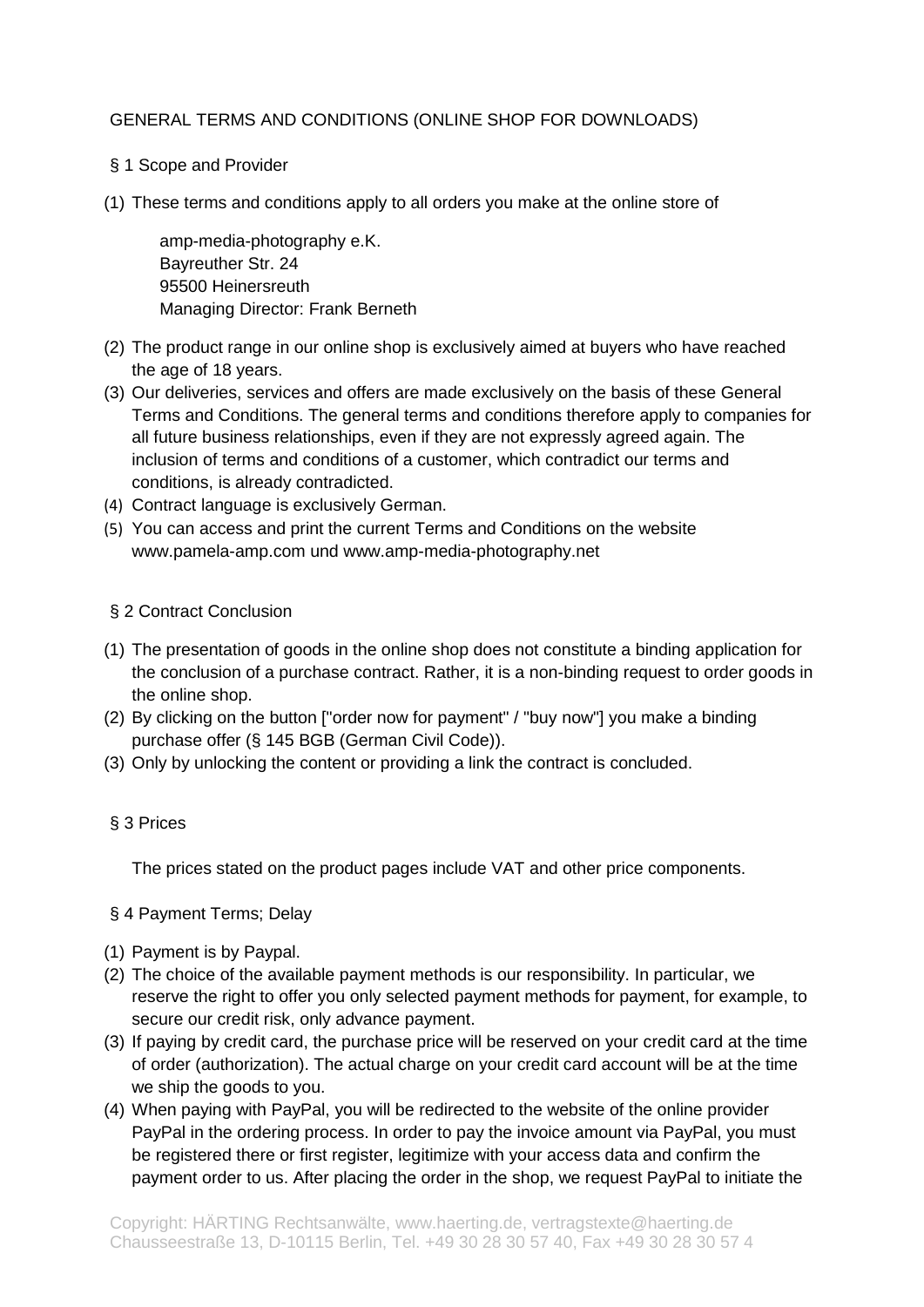# GENERAL TERMS AND CONDITIONS (ONLINE SHOP FOR DOWNLOADS)

## § 1 Scope and Provider

(1) These terms and conditions apply to all orders you make at the online store of

amp-media-photography e.K.
Bayreuther Str. 24
95500 Heinersreuth
Managing Director: Frank Berneth

(2) The product range in our online shop is exclusively aimed at buyers who have reached the age of 18 years.
(3) Our deliveries, services and offers are made exclusively on the basis of these General Terms and Conditions. The general terms and conditions therefore apply to companies for all future business relationships, even if they are not expressly agreed again. The inclusion of terms and conditions of a customer, which contradict our terms and conditions, is already contradicted.
(4) Contract language is exclusively German.
(5) You can access and print the current Terms and Conditions on the website www.pamela-amp.com und www.amp-media-photography.net

## § 2 Contract Conclusion

(1) The presentation of goods in the online shop does not constitute a binding application for the conclusion of a purchase contract. Rather, it is a non-binding request to order goods in the online shop.
(2) By clicking on the button ["order now for payment" / "buy now"] you make a binding purchase offer (§ 145 BGB (German Civil Code)).
(3) Only by unlocking the content or providing a link the contract is concluded.

## § 3 Prices

The prices stated on the product pages include VAT and other price components.

## § 4 Payment Terms; Delay

(1) Payment is by Paypal.
(2) The choice of the available payment methods is our responsibility. In particular, we reserve the right to offer you only selected payment methods for payment, for example, to secure our credit risk, only advance payment.
(3) If paying by credit card, the purchase price will be reserved on your credit card at the time of order (authorization). The actual charge on your credit card account will be at the time we ship the goods to you.
(4) When paying with PayPal, you will be redirected to the website of the online provider PayPal in the ordering process. In order to pay the invoice amount via PayPal, you must be registered there or first register, legitimize with your access data and confirm the payment order to us. After placing the order in the shop, we request PayPal to initiate the

Copyright: HÄRTING Rechtsanwälte, www.haerting.de, vertragstexte@haerting.de
Chausseestraße 13, D-10115 Berlin, Tel. +49 30 28 30 57 40, Fax +49 30 28 30 57 4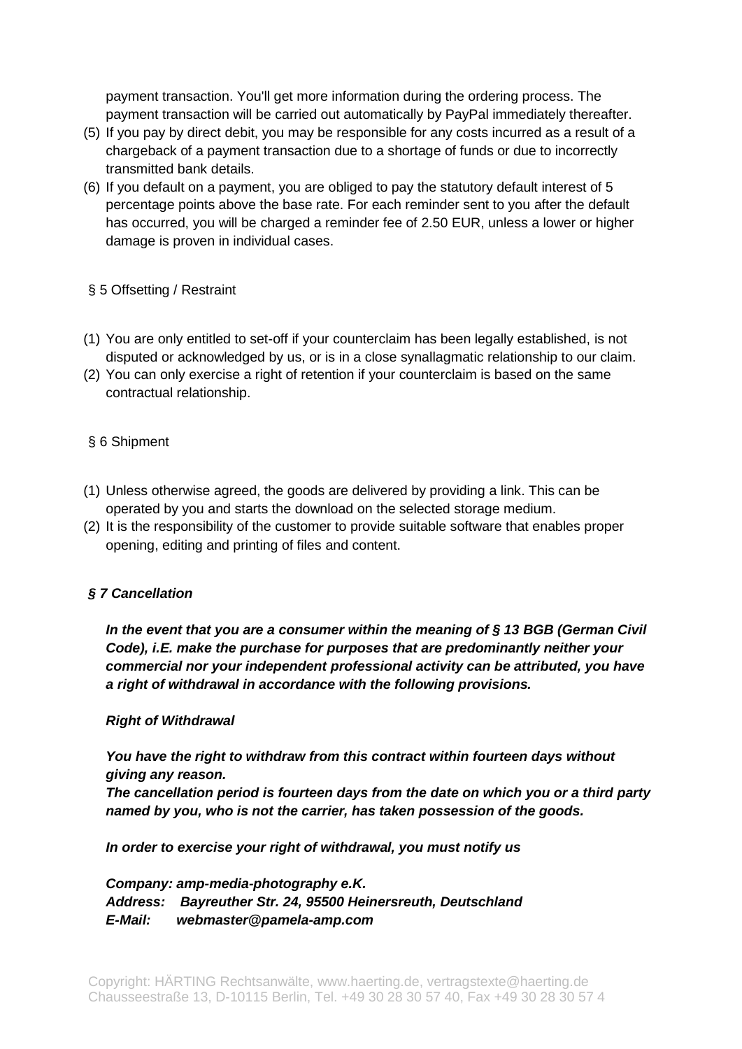payment transaction. You'll get more information during the ordering process. The payment transaction will be carried out automatically by PayPal immediately thereafter.

(5) If you pay by direct debit, you may be responsible for any costs incurred as a result of a chargeback of a payment transaction due to a shortage of funds or due to incorrectly transmitted bank details.

(6) If you default on a payment, you are obliged to pay the statutory default interest of 5 percentage points above the base rate. For each reminder sent to you after the default has occurred, you will be charged a reminder fee of 2.50 EUR, unless a lower or higher damage is proven in individual cases.

§ 5 Offsetting / Restraint

(1) You are only entitled to set-off if your counterclaim has been legally established, is not disputed or acknowledged by us, or is in a close synallagmatic relationship to our claim.

(2) You can only exercise a right of retention if your counterclaim is based on the same contractual relationship.

§ 6 Shipment

(1) Unless otherwise agreed, the goods are delivered by providing a link. This can be operated by you and starts the download on the selected storage medium.

(2) It is the responsibility of the customer to provide suitable software that enables proper opening, editing and printing of files and content.

***§ 7 Cancellation***

***In the event that you are a consumer within the meaning of § 13 BGB (German Civil Code), i.E. make the purchase for purposes that are predominantly neither your commercial nor your independent professional activity can be attributed, you have a right of withdrawal in accordance with the following provisions.***

***Right of Withdrawal***

***You have the right to withdraw from this contract within fourteen days without giving any reason.***
***The cancellation period is fourteen days from the date on which you or a third party named by you, who is not the carrier, has taken possession of the goods.***

***In order to exercise your right of withdrawal, you must notify us***

***Company: amp-media-photography e.K.***
***Address: Bayreuther Str. 24, 95500 Heinersreuth, Deutschland***
***E-Mail: webmaster@pamela-amp.com***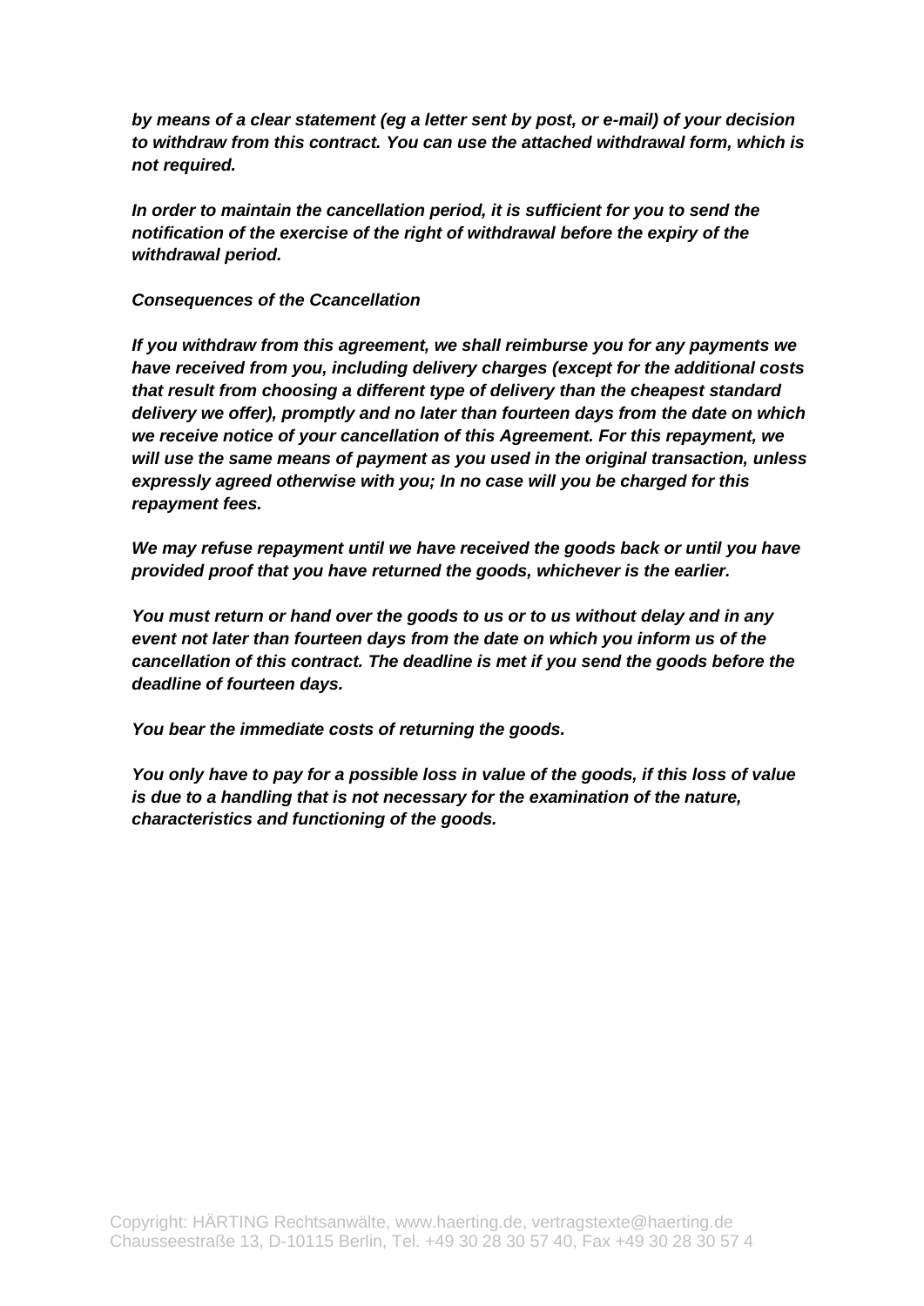***by means of a clear statement (eg a letter sent by post, or e-mail) of your decision to withdraw from this contract. You can use the attached withdrawal form, which is not required.***

***In order to maintain the cancellation period, it is sufficient for you to send the notification of the exercise of the right of withdrawal before the expiry of the withdrawal period.***

***Consequences of the Ccancellation***

***If you withdraw from this agreement, we shall reimburse you for any payments we have received from you, including delivery charges (except for the additional costs that result from choosing a different type of delivery than the cheapest standard delivery we offer), promptly and no later than fourteen days from the date on which we receive notice of your cancellation of this Agreement. For this repayment, we will use the same means of payment as you used in the original transaction, unless expressly agreed otherwise with you; In no case will you be charged for this repayment fees.***

***We may refuse repayment until we have received the goods back or until you have provided proof that you have returned the goods, whichever is the earlier.***

***You must return or hand over the goods to us or to us without delay and in any event not later than fourteen days from the date on which you inform us of the cancellation of this contract. The deadline is met if you send the goods before the deadline of fourteen days.***

***You bear the immediate costs of returning the goods.***

***You only have to pay for a possible loss in value of the goods, if this loss of value is due to a handling that is not necessary for the examination of the nature, characteristics and functioning of the goods.***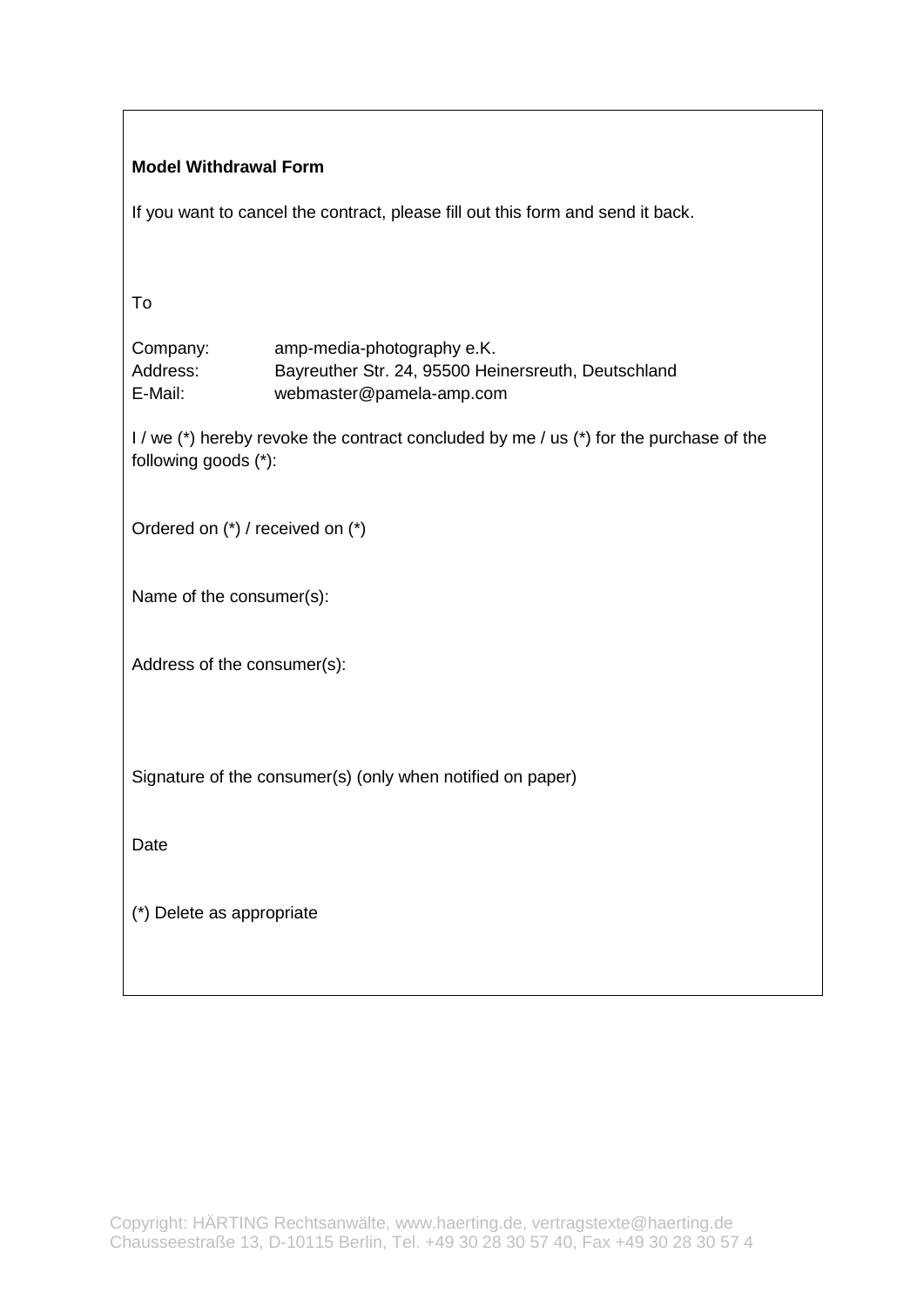**Model Withdrawal Form**

If you want to cancel the contract, please fill out this form and send it back.

To

Company: amp-media-photography e.K.
Address: Bayreuther Str. 24, 95500 Heinersreuth, Deutschland
E-Mail: webmaster@pamela-amp.com

I / we (*) hereby revoke the contract concluded by me / us (*) for the purchase of the following goods (*):

Ordered on (*) / received on (*)

Name of the consumer(s):

Address of the consumer(s):

Signature of the consumer(s) (only when notified on paper)

Date

(*) Delete as appropriate

Copyright: HÄRTING Rechtsanwälte, www.haerting.de, vertragstexte@haerting.de
Chausseestraße 13, D-10115 Berlin, Tel. +49 30 28 30 57 40, Fax +49 30 28 30 57 4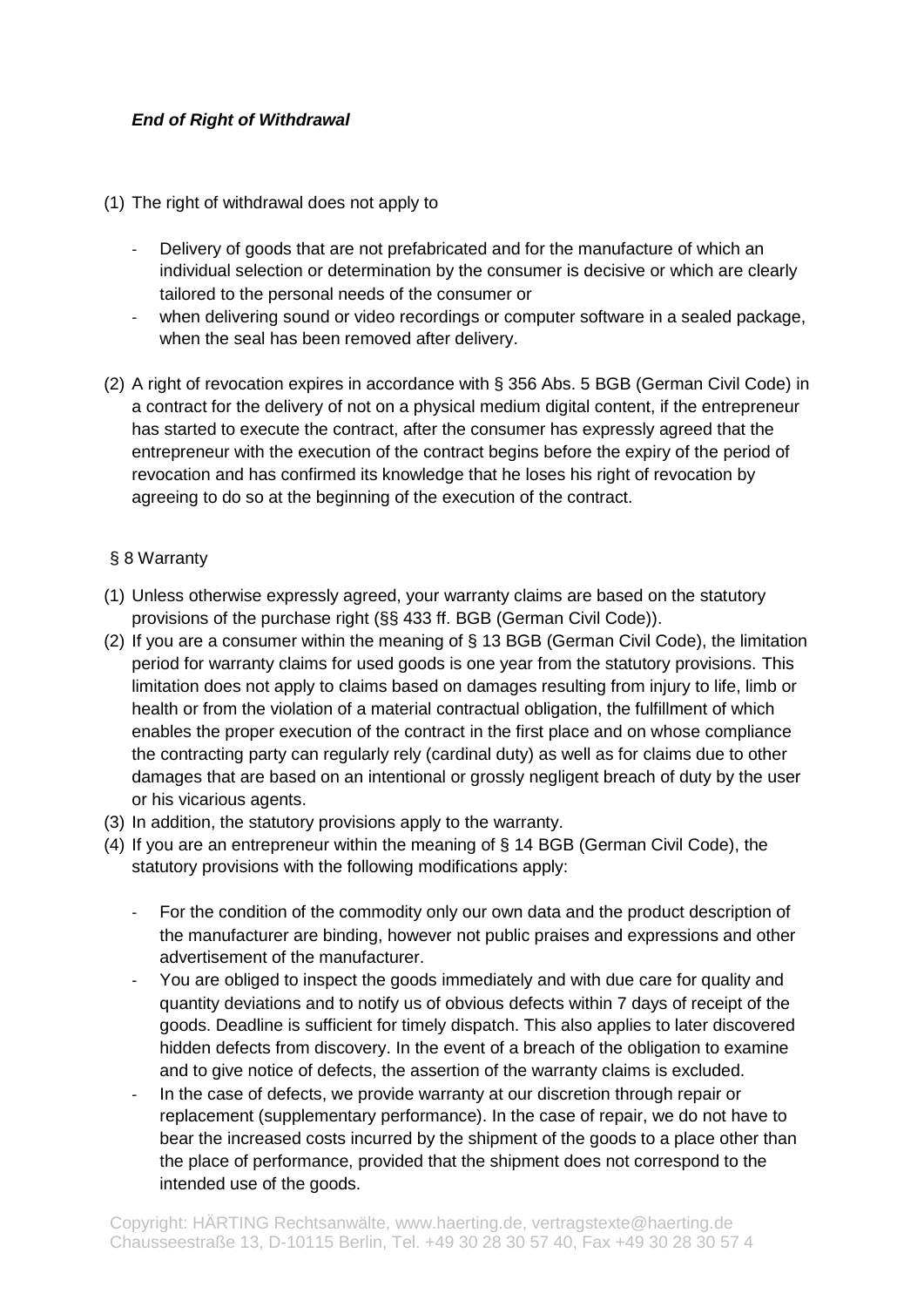***End of Right of Withdrawal***

(1) The right of withdrawal does not apply to

- Delivery of goods that are not prefabricated and for the manufacture of which an individual selection or determination by the consumer is decisive or which are clearly tailored to the personal needs of the consumer or
- when delivering sound or video recordings or computer software in a sealed package, when the seal has been removed after delivery.

(2) A right of revocation expires in accordance with § 356 Abs. 5 BGB (German Civil Code) in a contract for the delivery of not on a physical medium digital content, if the entrepreneur has started to execute the contract, after the consumer has expressly agreed that the entrepreneur with the execution of the contract begins before the expiry of the period of revocation and has confirmed its knowledge that he loses his right of revocation by agreeing to do so at the beginning of the execution of the contract.

§ 8 Warranty

(1) Unless otherwise expressly agreed, your warranty claims are based on the statutory provisions of the purchase right (§§ 433 ff. BGB (German Civil Code)).
(2) If you are a consumer within the meaning of § 13 BGB (German Civil Code), the limitation period for warranty claims for used goods is one year from the statutory provisions. This limitation does not apply to claims based on damages resulting from injury to life, limb or health or from the violation of a material contractual obligation, the fulfillment of which enables the proper execution of the contract in the first place and on whose compliance the contracting party can regularly rely (cardinal duty) as well as for claims due to other damages that are based on an intentional or grossly negligent breach of duty by the user or his vicarious agents.
(3) In addition, the statutory provisions apply to the warranty.
(4) If you are an entrepreneur within the meaning of § 14 BGB (German Civil Code), the statutory provisions with the following modifications apply:

- For the condition of the commodity only our own data and the product description of the manufacturer are binding, however not public praises and expressions and other advertisement of the manufacturer.
- You are obliged to inspect the goods immediately and with due care for quality and quantity deviations and to notify us of obvious defects within 7 days of receipt of the goods. Deadline is sufficient for timely dispatch. This also applies to later discovered hidden defects from discovery. In the event of a breach of the obligation to examine and to give notice of defects, the assertion of the warranty claims is excluded.
- In the case of defects, we provide warranty at our discretion through repair or replacement (supplementary performance). In the case of repair, we do not have to bear the increased costs incurred by the shipment of the goods to a place other than the place of performance, provided that the shipment does not correspond to the intended use of the goods.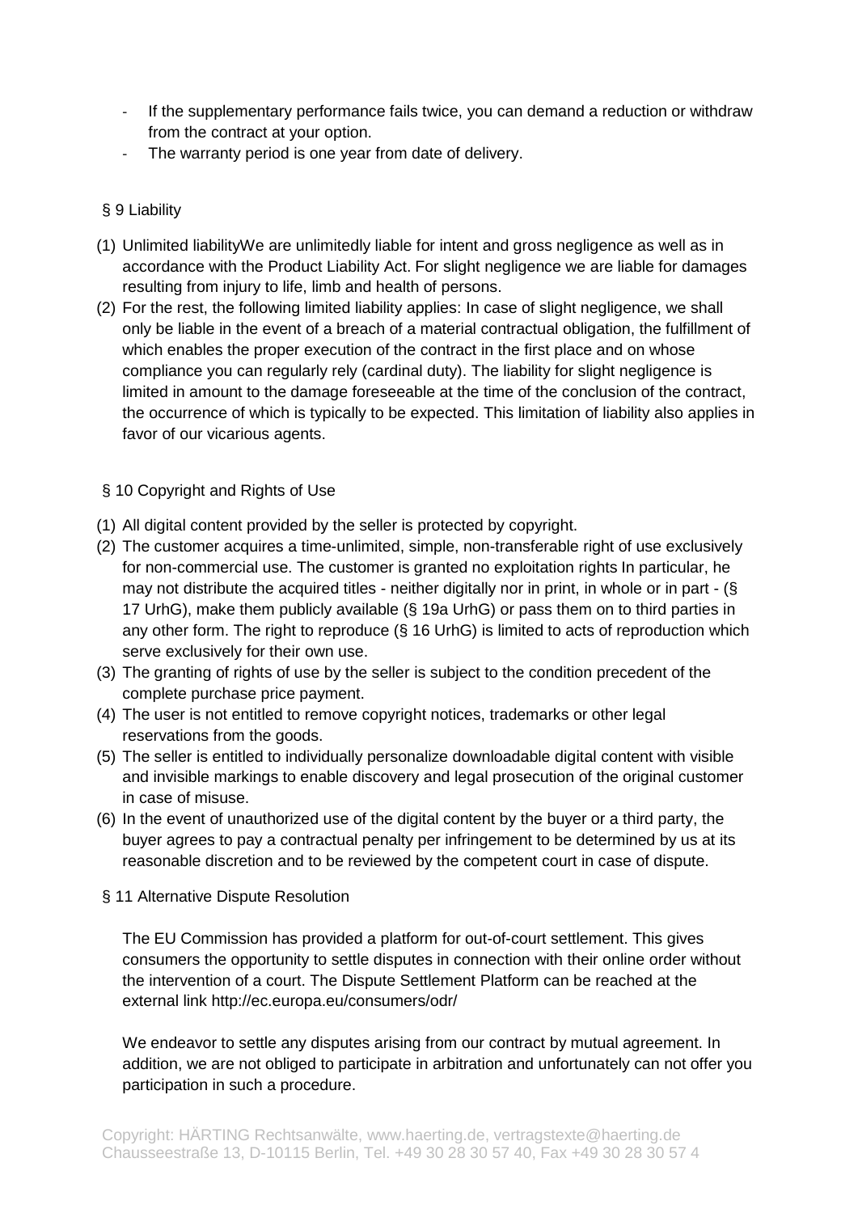- If the supplementary performance fails twice, you can demand a reduction or withdraw from the contract at your option.
- The warranty period is one year from date of delivery.

## § 9 Liability

(1) Unlimited liabilityWe are unlimitedly liable for intent and gross negligence as well as in accordance with the Product Liability Act. For slight negligence we are liable for damages resulting from injury to life, limb and health of persons.

(2) For the rest, the following limited liability applies: In case of slight negligence, we shall only be liable in the event of a breach of a material contractual obligation, the fulfillment of which enables the proper execution of the contract in the first place and on whose compliance you can regularly rely (cardinal duty). The liability for slight negligence is limited in amount to the damage foreseeable at the time of the conclusion of the contract, the occurrence of which is typically to be expected. This limitation of liability also applies in favor of our vicarious agents.

## § 10 Copyright and Rights of Use

(1) All digital content provided by the seller is protected by copyright.

(2) The customer acquires a time-unlimited, simple, non-transferable right of use exclusively for non-commercial use. The customer is granted no exploitation rights In particular, he may not distribute the acquired titles - neither digitally nor in print, in whole or in part - (§ 17 UrhG), make them publicly available (§ 19a UrhG) or pass them on to third parties in any other form. The right to reproduce (§ 16 UrhG) is limited to acts of reproduction which serve exclusively for their own use.

(3) The granting of rights of use by the seller is subject to the condition precedent of the complete purchase price payment.

(4) The user is not entitled to remove copyright notices, trademarks or other legal reservations from the goods.

(5) The seller is entitled to individually personalize downloadable digital content with visible and invisible markings to enable discovery and legal prosecution of the original customer in case of misuse.

(6) In the event of unauthorized use of the digital content by the buyer or a third party, the buyer agrees to pay a contractual penalty per infringement to be determined by us at its reasonable discretion and to be reviewed by the competent court in case of dispute.

## § 11 Alternative Dispute Resolution

The EU Commission has provided a platform for out-of-court settlement. This gives consumers the opportunity to settle disputes in connection with their online order without the intervention of a court. The Dispute Settlement Platform can be reached at the external link http://ec.europa.eu/consumers/odr/

We endeavor to settle any disputes arising from our contract by mutual agreement. In addition, we are not obliged to participate in arbitration and unfortunately can not offer you participation in such a procedure.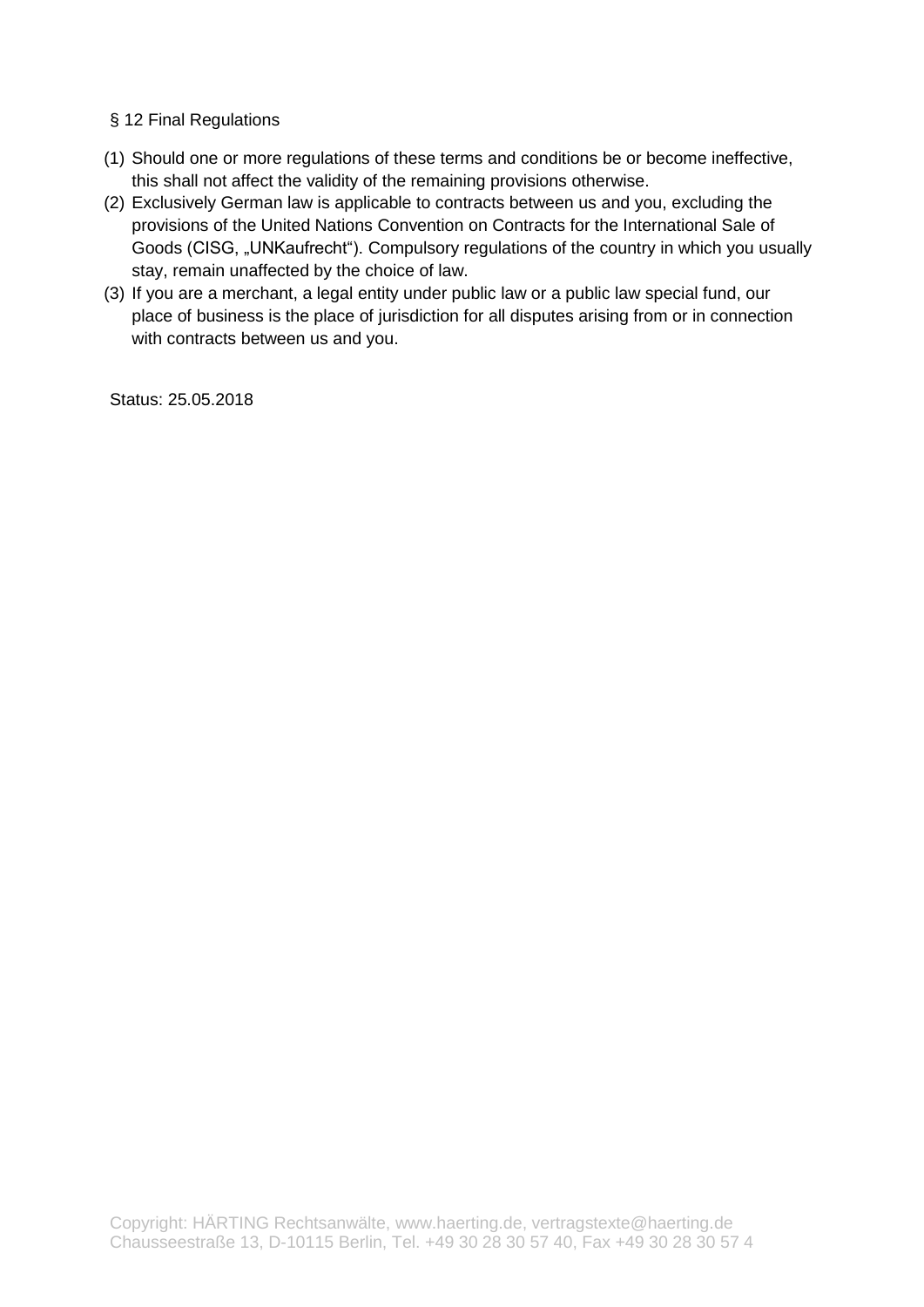## § 12 Final Regulations

(1) Should one or more regulations of these terms and conditions be or become ineffective, this shall not affect the validity of the remaining provisions otherwise.

(2) Exclusively German law is applicable to contracts between us and you, excluding the provisions of the United Nations Convention on Contracts for the International Sale of Goods (CISG, „UNKaufrecht“). Compulsory regulations of the country in which you usually stay, remain unaffected by the choice of law.

(3) If you are a merchant, a legal entity under public law or a public law special fund, our place of business is the place of jurisdiction for all disputes arising from or in connection with contracts between us and you.

Status: 25.05.2018